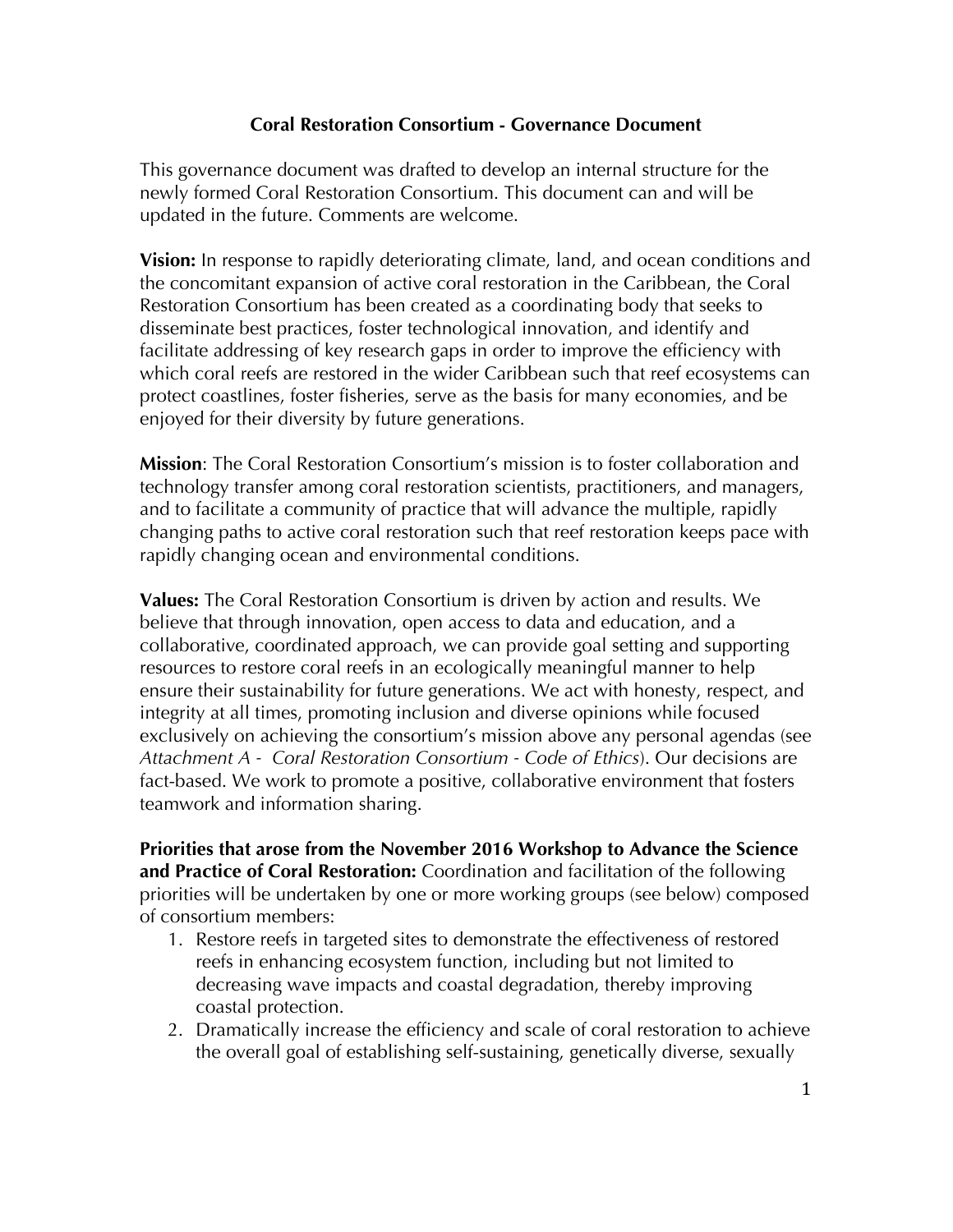# Coral Restoration Consortium - Governance Document

This governance document was drafted to develop an internal structure for the newly formed Coral Restoration Consortium. This document can and will be updated in the future. Comments are welcome.

**Vision:** In response to rapidly deteriorating climate, land, and ocean conditions and the concomitant expansion of active coral restoration in the Caribbean, the Coral Restoration Consortium has been created as a coordinating body that seeks to disseminate best practices, foster technological innovation, and identify and facilitate addressing of key research gaps in order to improve the efficiency with which coral reefs are restored in the wider Caribbean such that reef ecosystems can protect coastlines, foster fisheries, serve as the basis for many economies, and be enjoyed for their diversity by future generations.

**Mission**: The Coral Restoration Consortium's mission is to foster collaboration and technology transfer among coral restoration scientists, practitioners, and managers, and to facilitate a community of practice that will advance the multiple, rapidly changing paths to active coral restoration such that reef restoration keeps pace with rapidly changing ocean and environmental conditions.

**Values:** The Coral Restoration Consortium is driven by action and results. We believe that through innovation, open access to data and education, and a collaborative, coordinated approach, we can provide goal setting and supporting resources to restore coral reefs in an ecologically meaningful manner to help ensure their sustainability for future generations. We act with honesty, respect, and integrity at all times, promoting inclusion and diverse opinions while focused exclusively on achieving the consortium's mission above any personal agendas (see *Attachment A - Coral Restoration Consortium - Code of Ethics*). Our decisions are fact-based. We work to promote a positive, collaborative environment that fosters teamwork and information sharing.

**Priorities that arose from the November 2016 Workshop to Advance the Science and Practice of Coral Restoration:** Coordination and facilitation of the following priorities will be undertaken by one or more working groups (see below) composed of consortium members:

1. Restore reefs in targeted sites to demonstrate the effectiveness of restored reefs in enhancing ecosystem function, including but not limited to decreasing wave impacts and coastal degradation, thereby improving coastal protection.
2. Dramatically increase the efficiency and scale of coral restoration to achieve the overall goal of establishing self-sustaining, genetically diverse, sexually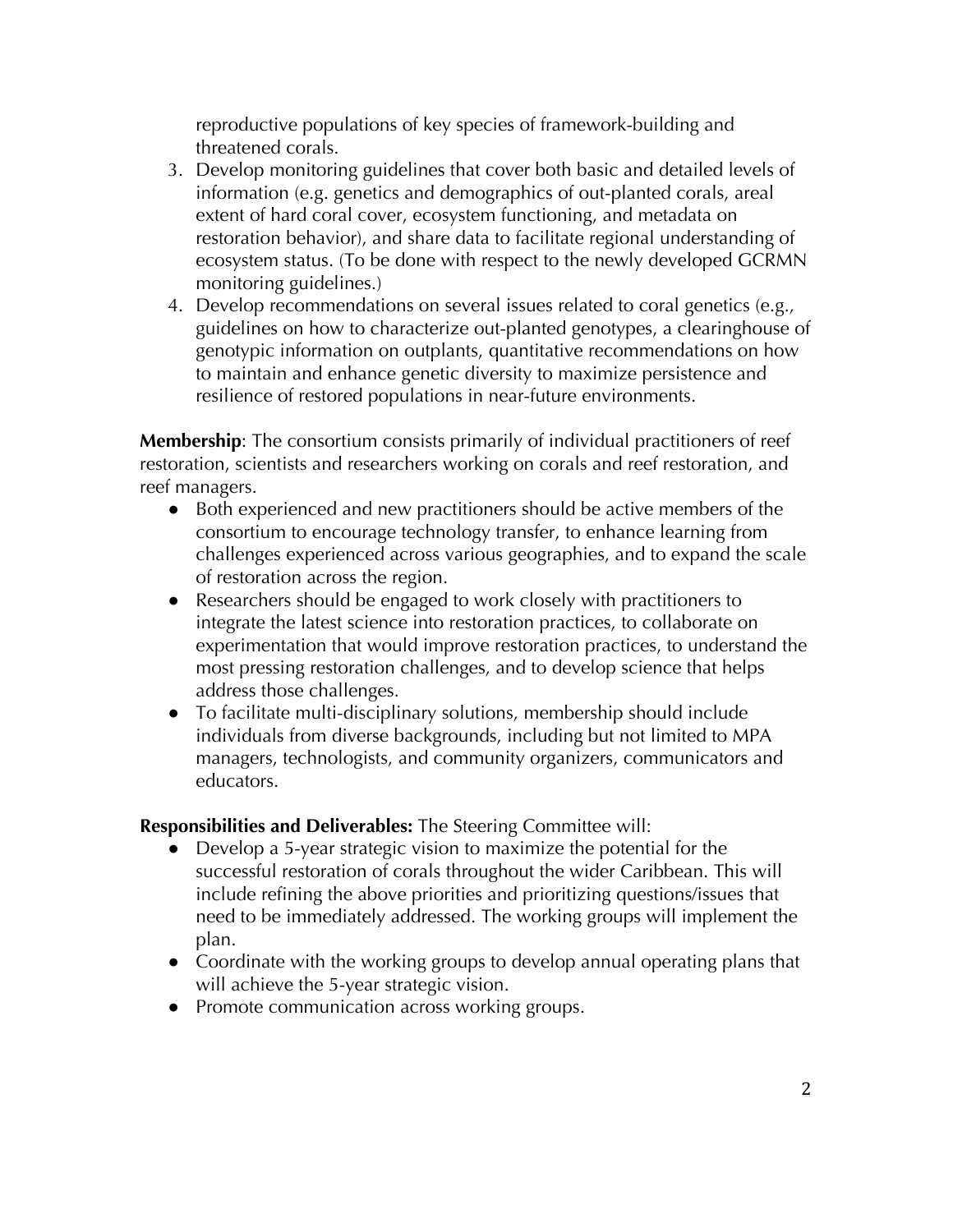reproductive populations of key species of framework-building and threatened corals.

3. Develop monitoring guidelines that cover both basic and detailed levels of information (e.g. genetics and demographics of out-planted corals, areal extent of hard coral cover, ecosystem functioning, and metadata on restoration behavior), and share data to facilitate regional understanding of ecosystem status. (To be done with respect to the newly developed GCRMN monitoring guidelines.)
4. Develop recommendations on several issues related to coral genetics (e.g., guidelines on how to characterize out-planted genotypes, a clearinghouse of genotypic information on outplants, quantitative recommendations on how to maintain and enhance genetic diversity to maximize persistence and resilience of restored populations in near-future environments.

**Membership**: The consortium consists primarily of individual practitioners of reef restoration, scientists and researchers working on corals and reef restoration, and reef managers.

- Both experienced and new practitioners should be active members of the consortium to encourage technology transfer, to enhance learning from challenges experienced across various geographies, and to expand the scale of restoration across the region.
- Researchers should be engaged to work closely with practitioners to integrate the latest science into restoration practices, to collaborate on experimentation that would improve restoration practices, to understand the most pressing restoration challenges, and to develop science that helps address those challenges.
- To facilitate multi-disciplinary solutions, membership should include individuals from diverse backgrounds, including but not limited to MPA managers, technologists, and community organizers, communicators and educators.

**Responsibilities and Deliverables:** The Steering Committee will:

- Develop a 5-year strategic vision to maximize the potential for the successful restoration of corals throughout the wider Caribbean. This will include refining the above priorities and prioritizing questions/issues that need to be immediately addressed. The working groups will implement the plan.
- Coordinate with the working groups to develop annual operating plans that will achieve the 5-year strategic vision.
- Promote communication across working groups.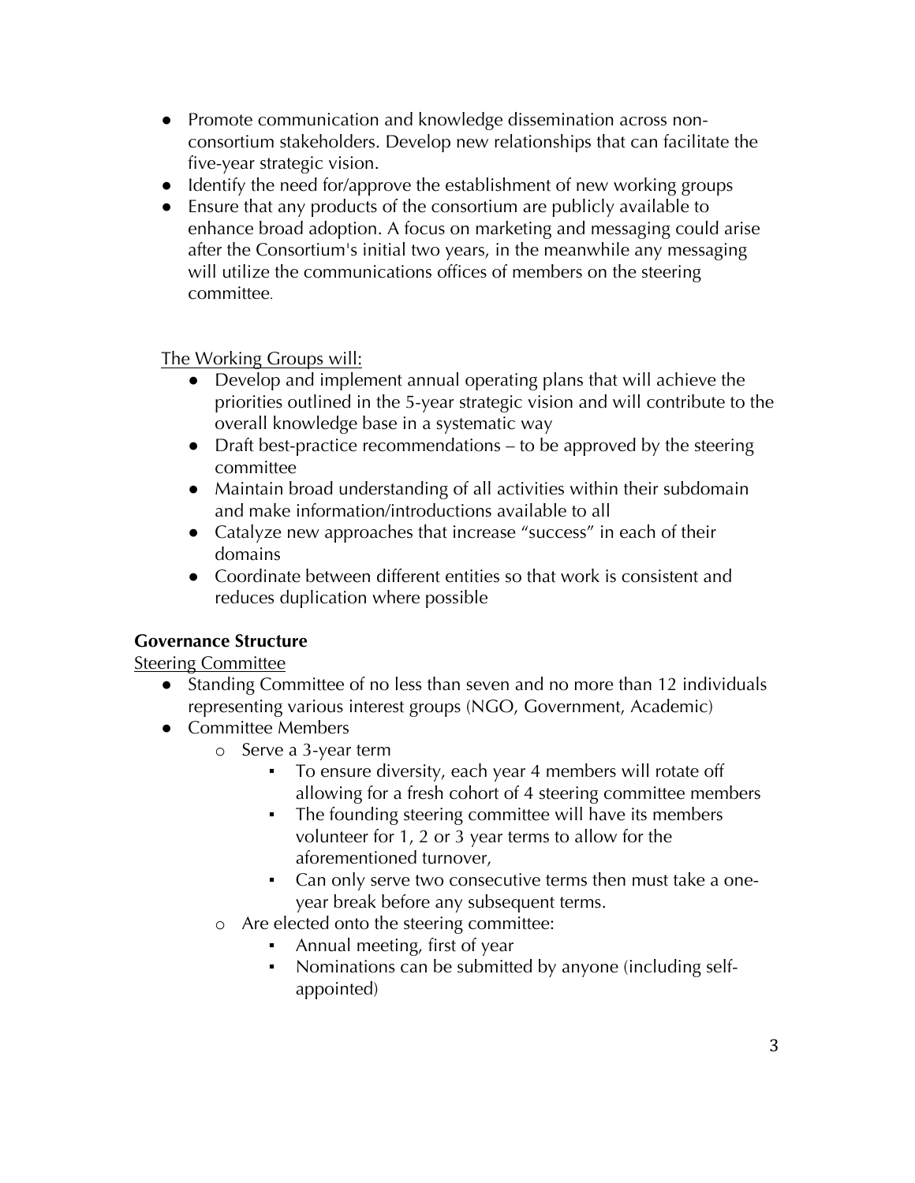- Promote communication and knowledge dissemination across non-consortium stakeholders. Develop new relationships that can facilitate the five-year strategic vision.
- Identify the need for/approve the establishment of new working groups
- Ensure that any products of the consortium are publicly available to enhance broad adoption. A focus on marketing and messaging could arise after the Consortium's initial two years, in the meanwhile any messaging will utilize the communications offices of members on the steering committee.

<u>The Working Groups will:</u>

- Develop and implement annual operating plans that will achieve the priorities outlined in the 5-year strategic vision and will contribute to the overall knowledge base in a systematic way
- Draft best-practice recommendations – to be approved by the steering committee
- Maintain broad understanding of all activities within their subdomain and make information/introductions available to all
- Catalyze new approaches that increase "success" in each of their domains
- Coordinate between different entities so that work is consistent and reduces duplication where possible

**Governance Structure**

<u>Steering Committee</u>

- Standing Committee of no less than seven and no more than 12 individuals representing various interest groups (NGO, Government, Academic)
- Committee Members
  - Serve a 3-year term
    - To ensure diversity, each year 4 members will rotate off allowing for a fresh cohort of 4 steering committee members
    - The founding steering committee will have its members volunteer for 1, 2 or 3 year terms to allow for the aforementioned turnover,
    - Can only serve two consecutive terms then must take a one-year break before any subsequent terms.
  - Are elected onto the steering committee:
    - Annual meeting, first of year
    - Nominations can be submitted by anyone (including self-appointed)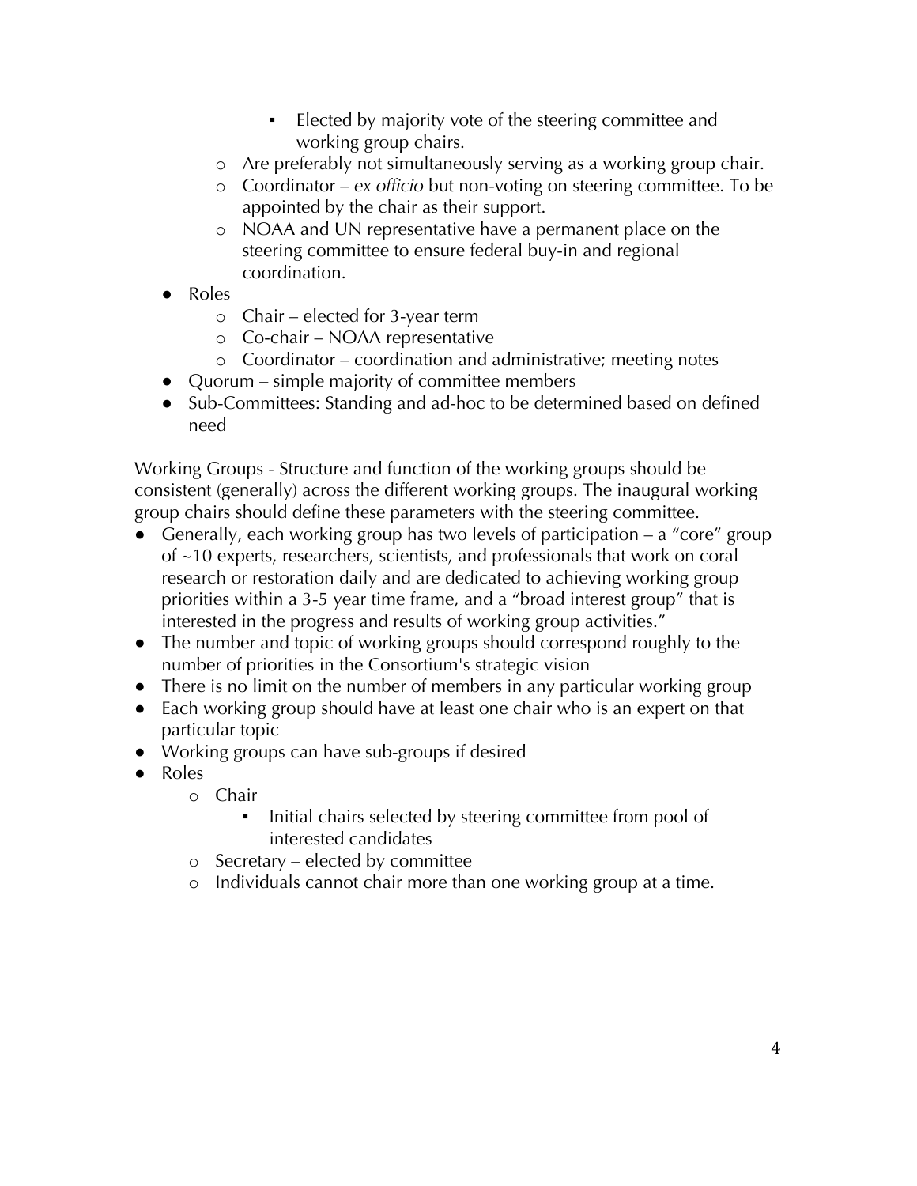- Elected by majority vote of the steering committee and working group chairs.
    - Are preferably not simultaneously serving as a working group chair.
    - Coordinator – *ex officio* but non-voting on steering committee. To be appointed by the chair as their support.
    - NOAA and UN representative have a permanent place on the steering committee to ensure federal buy-in and regional coordination.
- Roles
    - Chair – elected for 3-year term
    - Co-chair – NOAA representative
    - Coordinator – coordination and administrative; meeting notes
- Quorum – simple majority of committee members
- Sub-Committees: Standing and ad-hoc to be determined based on defined need

<u>Working Groups -</u> Structure and function of the working groups should be consistent (generally) across the different working groups. The inaugural working group chairs should define these parameters with the steering committee.

- Generally, each working group has two levels of participation – a "core" group of ~10 experts, researchers, scientists, and professionals that work on coral research or restoration daily and are dedicated to achieving working group priorities within a 3-5 year time frame, and a "broad interest group" that is interested in the progress and results of working group activities."
- The number and topic of working groups should correspond roughly to the number of priorities in the Consortium's strategic vision
- There is no limit on the number of members in any particular working group
- Each working group should have at least one chair who is an expert on that particular topic
- Working groups can have sub-groups if desired
- Roles
    - Chair
        - Initial chairs selected by steering committee from pool of interested candidates
    - Secretary – elected by committee
    - Individuals cannot chair more than one working group at a time.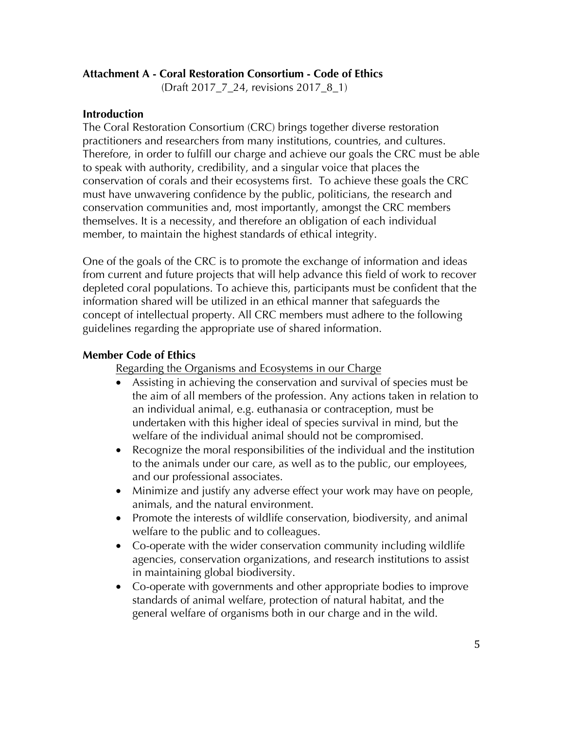## Attachment A - Coral Restoration Consortium - Code of Ethics

(Draft 2017_7_24, revisions 2017_8_1)

### Introduction

The Coral Restoration Consortium (CRC) brings together diverse restoration practitioners and researchers from many institutions, countries, and cultures. Therefore, in order to fulfill our charge and achieve our goals the CRC must be able to speak with authority, credibility, and a singular voice that places the conservation of corals and their ecosystems first. To achieve these goals the CRC must have unwavering confidence by the public, politicians, the research and conservation communities and, most importantly, amongst the CRC members themselves. It is a necessity, and therefore an obligation of each individual member, to maintain the highest standards of ethical integrity.

One of the goals of the CRC is to promote the exchange of information and ideas from current and future projects that will help advance this field of work to recover depleted coral populations. To achieve this, participants must be confident that the information shared will be utilized in an ethical manner that safeguards the concept of intellectual property. All CRC members must adhere to the following guidelines regarding the appropriate use of shared information.

### Member Code of Ethics

Regarding the Organisms and Ecosystems in our Charge

- Assisting in achieving the conservation and survival of species must be the aim of all members of the profession. Any actions taken in relation to an individual animal, e.g. euthanasia or contraception, must be undertaken with this higher ideal of species survival in mind, but the welfare of the individual animal should not be compromised.
- Recognize the moral responsibilities of the individual and the institution to the animals under our care, as well as to the public, our employees, and our professional associates.
- Minimize and justify any adverse effect your work may have on people, animals, and the natural environment.
- Promote the interests of wildlife conservation, biodiversity, and animal welfare to the public and to colleagues.
- Co-operate with the wider conservation community including wildlife agencies, conservation organizations, and research institutions to assist in maintaining global biodiversity.
- Co-operate with governments and other appropriate bodies to improve standards of animal welfare, protection of natural habitat, and the general welfare of organisms both in our charge and in the wild.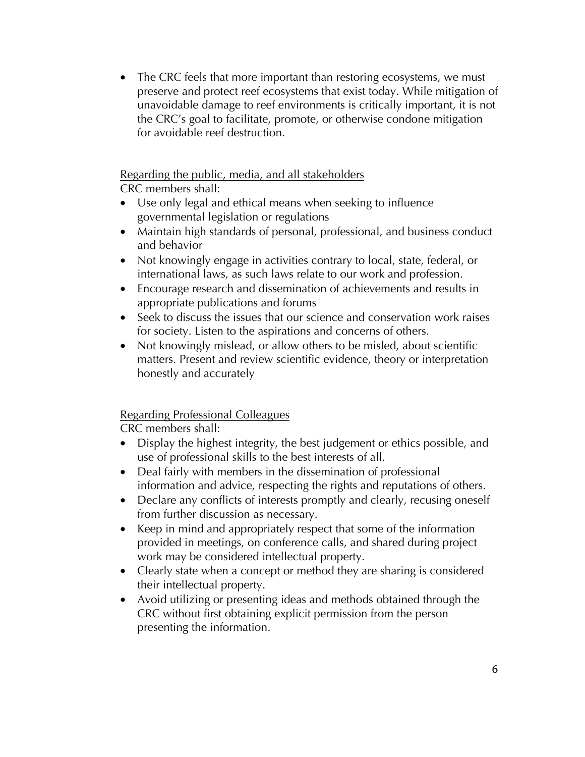- The CRC feels that more important than restoring ecosystems, we must preserve and protect reef ecosystems that exist today. While mitigation of unavoidable damage to reef environments is critically important, it is not the CRC's goal to facilitate, promote, or otherwise condone mitigation for avoidable reef destruction.

<u>Regarding the public, media, and all stakeholders</u>

CRC members shall:

- Use only legal and ethical means when seeking to influence governmental legislation or regulations
- Maintain high standards of personal, professional, and business conduct and behavior
- Not knowingly engage in activities contrary to local, state, federal, or international laws, as such laws relate to our work and profession.
- Encourage research and dissemination of achievements and results in appropriate publications and forums
- Seek to discuss the issues that our science and conservation work raises for society. Listen to the aspirations and concerns of others.
- Not knowingly mislead, or allow others to be misled, about scientific matters. Present and review scientific evidence, theory or interpretation honestly and accurately

<u>Regarding Professional Colleagues</u>

CRC members shall:

- Display the highest integrity, the best judgement or ethics possible, and use of professional skills to the best interests of all.
- Deal fairly with members in the dissemination of professional information and advice, respecting the rights and reputations of others.
- Declare any conflicts of interests promptly and clearly, recusing oneself from further discussion as necessary.
- Keep in mind and appropriately respect that some of the information provided in meetings, on conference calls, and shared during project work may be considered intellectual property.
- Clearly state when a concept or method they are sharing is considered their intellectual property.
- Avoid utilizing or presenting ideas and methods obtained through the CRC without first obtaining explicit permission from the person presenting the information.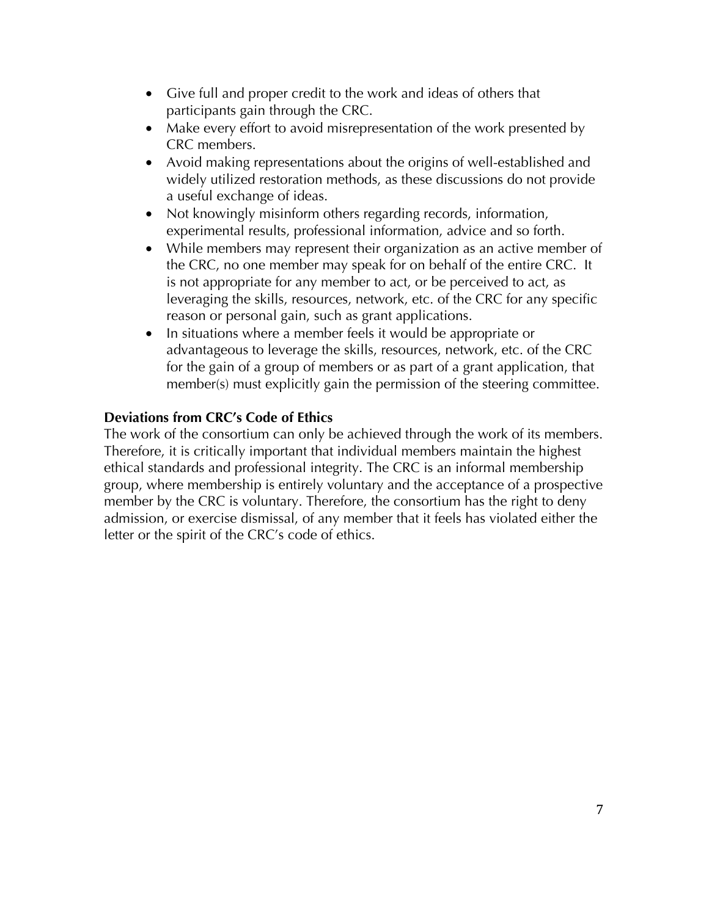- Give full and proper credit to the work and ideas of others that participants gain through the CRC.
- Make every effort to avoid misrepresentation of the work presented by CRC members.
- Avoid making representations about the origins of well-established and widely utilized restoration methods, as these discussions do not provide a useful exchange of ideas.
- Not knowingly misinform others regarding records, information, experimental results, professional information, advice and so forth.
- While members may represent their organization as an active member of the CRC, no one member may speak for on behalf of the entire CRC. It is not appropriate for any member to act, or be perceived to act, as leveraging the skills, resources, network, etc. of the CRC for any specific reason or personal gain, such as grant applications.
- In situations where a member feels it would be appropriate or advantageous to leverage the skills, resources, network, etc. of the CRC for the gain of a group of members or as part of a grant application, that member(s) must explicitly gain the permission of the steering committee.

**Deviations from CRC's Code of Ethics**

The work of the consortium can only be achieved through the work of its members. Therefore, it is critically important that individual members maintain the highest ethical standards and professional integrity. The CRC is an informal membership group, where membership is entirely voluntary and the acceptance of a prospective member by the CRC is voluntary. Therefore, the consortium has the right to deny admission, or exercise dismissal, of any member that it feels has violated either the letter or the spirit of the CRC's code of ethics.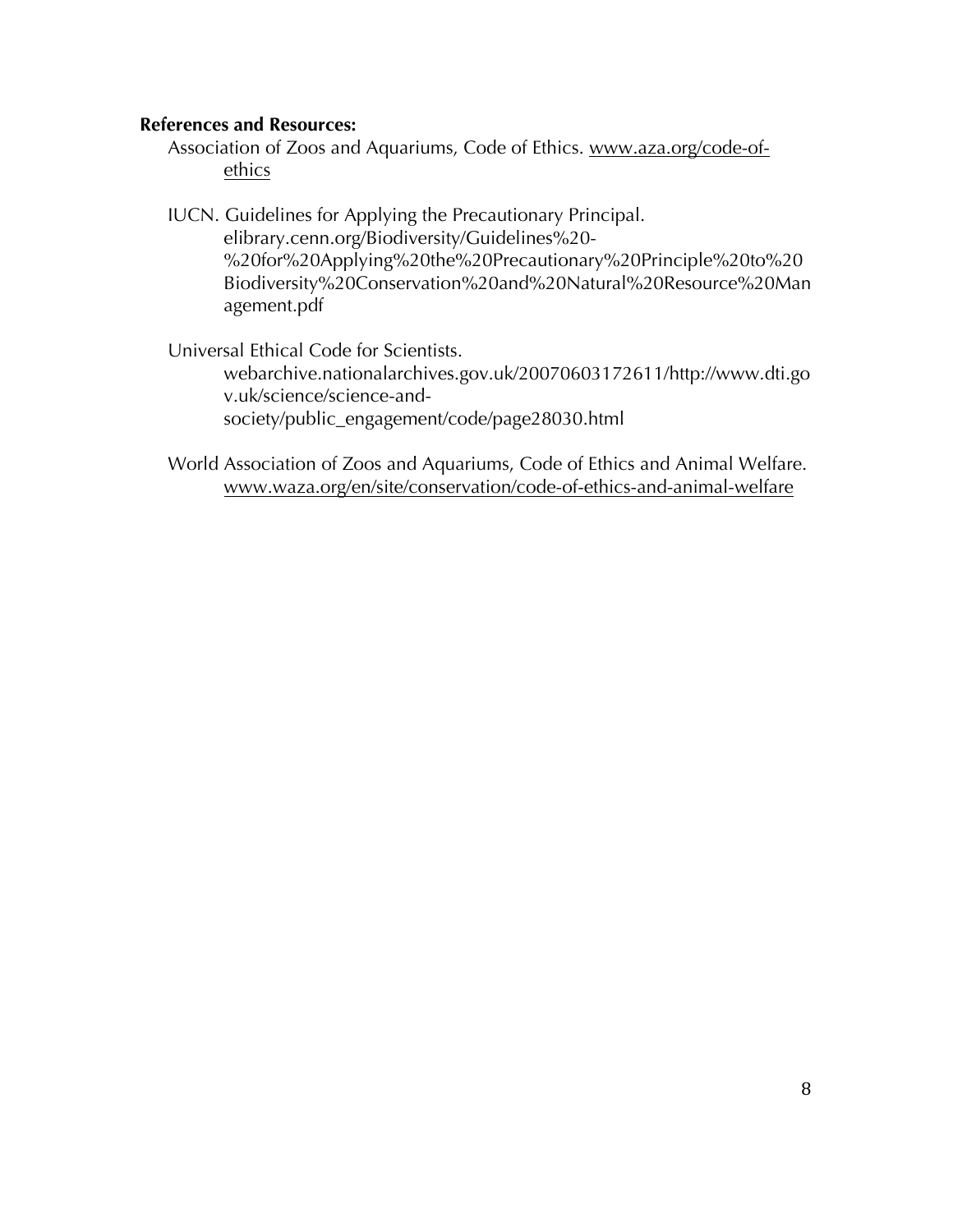**References and Resources:**

Association of Zoos and Aquariums, Code of Ethics. www.aza.org/code-of-ethics

IUCN. Guidelines for Applying the Precautionary Principal. elibrary.cenn.org/Biodiversity/Guidelines%20-%20for%20Applying%20the%20Precautionary%20Principle%20to%20Biodiversity%20Conservation%20and%20Natural%20Resource%20Management.pdf

Universal Ethical Code for Scientists. webarchive.nationalarchives.gov.uk/20070603172611/http://www.dti.gov.uk/science/science-and-society/public_engagement/code/page28030.html

World Association of Zoos and Aquariums, Code of Ethics and Animal Welfare. www.waza.org/en/site/conservation/code-of-ethics-and-animal-welfare